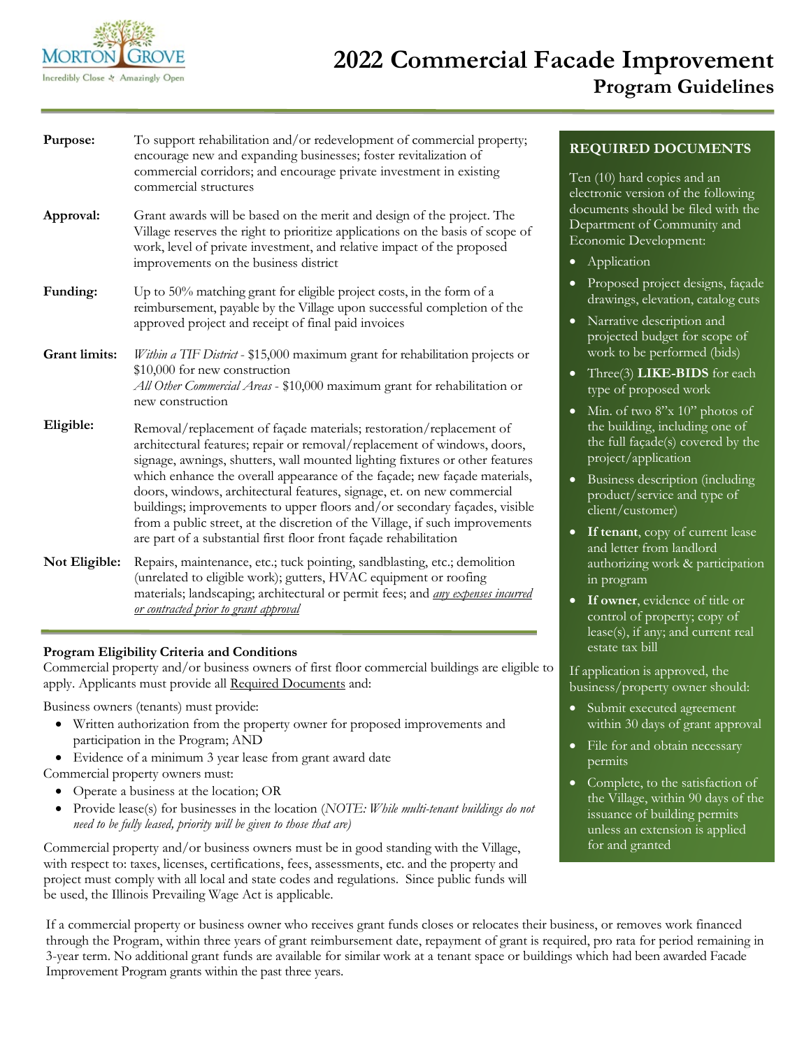# 2022 Commercial Facade Improvement

## Program Guidelines

**Purpose:** To support rehabilitation and/or redevelopment of commercial property; encourage new and expanding businesses; foster revitalization of commercial corridors; and encourage private investment in existing commercial structures

**Approval:** Grant awards will be based on the merit and design of the project. The Village reserves the right to prioritize applications on the basis of scope of work, level of private investment, and relative impact of the proposed improvements on the business district

**Funding:** Up to 50% matching grant for eligible project costs, in the form of a reimbursement, payable by the Village upon successful completion of the approved project and receipt of final paid invoices

**Grant limits:** *Within a TIF District* - $15,000 maximum grant for rehabilitation projects or $10,000 for new construction
*All Other Commercial Areas* - $10,000 maximum grant for rehabilitation or new construction

**Eligible:** Removal/replacement of façade materials; restoration/replacement of architectural features; repair or removal/replacement of windows, doors, signage, awnings, shutters, wall mounted lighting fixtures or other features which enhance the overall appearance of the façade; new façade materials, doors, windows, architectural features, signage, et. on new commercial buildings; improvements to upper floors and/or secondary façades, visible from a public street, at the discretion of the Village, if such improvements are part of a substantial first floor front façade rehabilitation

**Not Eligible:** Repairs, maintenance, etc.; tuck pointing, sandblasting, etc.; demolition (unrelated to eligible work); gutters, HVAC equipment or roofing materials; landscaping; architectural or permit fees; and *any expenses incurred or contracted prior to grant approval*

### Program Eligibility Criteria and Conditions

Commercial property and/or business owners of first floor commercial buildings are eligible to apply. Applicants must provide all Required Documents and:

Business owners (tenants) must provide:

- Written authorization from the property owner for proposed improvements and participation in the Program; AND
- Evidence of a minimum 3 year lease from grant award date

Commercial property owners must:

- Operate a business at the location; OR
- Provide lease(s) for businesses in the location (*NOTE: While multi-tenant buildings do not need to be fully leased, priority will be given to those that are)*

Commercial property and/or business owners must be in good standing with the Village, with respect to: taxes, licenses, certifications, fees, assessments, etc. and the property and project must comply with all local and state codes and regulations. Since public funds will be used, the Illinois Prevailing Wage Act is applicable.

### REQUIRED DOCUMENTS

Ten (10) hard copies and an electronic version of the following documents should be filed with the Department of Community and Economic Development:

- Application
- Proposed project designs, façade drawings, elevation, catalog cuts
- Narrative description and projected budget for scope of work to be performed (bids)
- Three(3) **LIKE-BIDS** for each type of proposed work
- Min. of two 8"x 10" photos of the building, including one of the full façade(s) covered by the project/application
- Business description (including product/service and type of client/customer)
- **If tenant**, copy of current lease and letter from landlord authorizing work & participation in program
- **If owner**, evidence of title or control of property; copy of lease(s), if any; and current real estate tax bill

If application is approved, the business/property owner should:

- Submit executed agreement within 30 days of grant approval
- File for and obtain necessary permits
- Complete, to the satisfaction of the Village, within 90 days of the issuance of building permits unless an extension is applied for and granted

If a commercial property or business owner who receives grant funds closes or relocates their business, or removes work financed through the Program, within three years of grant reimbursement date, repayment of grant is required, pro rata for period remaining in 3-year term. No additional grant funds are available for similar work at a tenant space or buildings which had been awarded Facade Improvement Program grants within the past three years.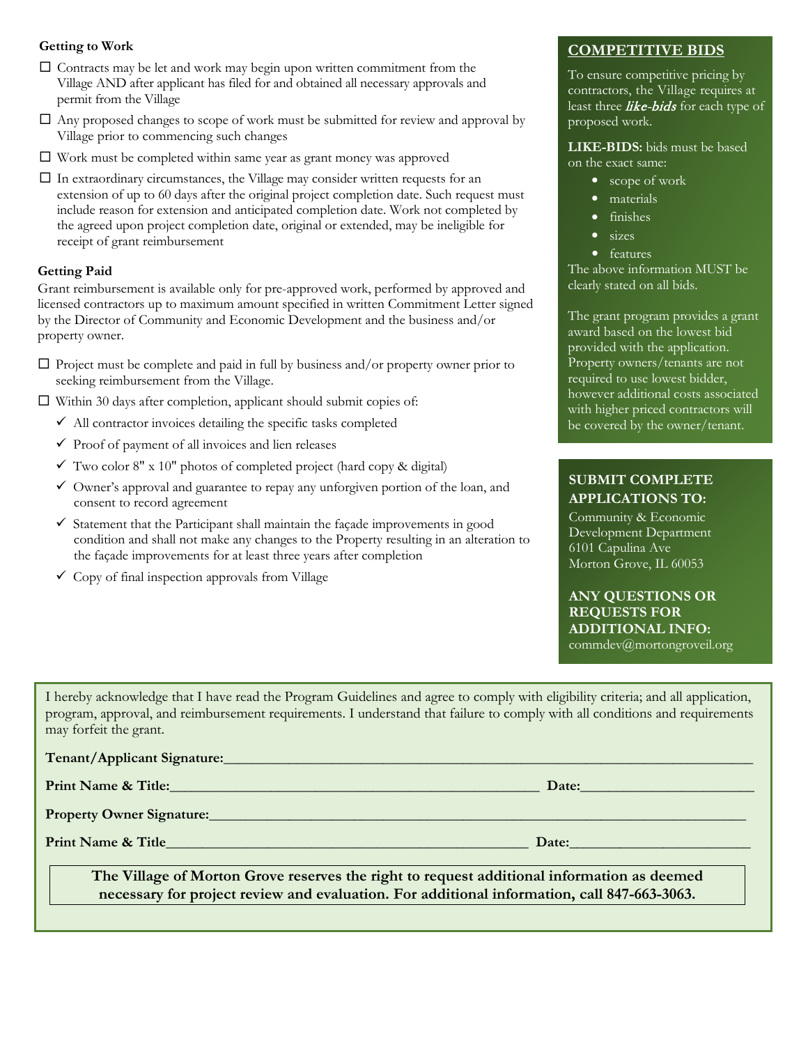### Getting to Work

- ☐ Contracts may be let and work may begin upon written commitment from the Village AND after applicant has filed for and obtained all necessary approvals and permit from the Village
- ☐ Any proposed changes to scope of work must be submitted for review and approval by Village prior to commencing such changes
- ☐ Work must be completed within same year as grant money was approved
- ☐ In extraordinary circumstances, the Village may consider written requests for an extension of up to 60 days after the original project completion date. Such request must include reason for extension and anticipated completion date. Work not completed by the agreed upon project completion date, original or extended, may be ineligible for receipt of grant reimbursement

### Getting Paid

Grant reimbursement is available only for pre-approved work, performed by approved and licensed contractors up to maximum amount specified in written Commitment Letter signed by the Director of Community and Economic Development and the business and/or property owner.

- ☐ Project must be complete and paid in full by business and/or property owner prior to seeking reimbursement from the Village.
- ☐ Within 30 days after completion, applicant should submit copies of:
  - ✓ All contractor invoices detailing the specific tasks completed
  - ✓ Proof of payment of all invoices and lien releases
  - ✓ Two color 8" x 10" photos of completed project (hard copy & digital)
  - ✓ Owner's approval and guarantee to repay any unforgiven portion of the loan, and consent to record agreement
  - ✓ Statement that the Participant shall maintain the façade improvements in good condition and shall not make any changes to the Property resulting in an alteration to the façade improvements for at least three years after completion
  - ✓ Copy of final inspection approvals from Village

## COMPETITIVE BIDS

To ensure competitive pricing by contractors, the Village requires at least three ***like-bids*** for each type of proposed work.

**LIKE-BIDS:** bids must be based on the exact same:

- scope of work
- materials
- finishes
- sizes
- features

The above information MUST be clearly stated on all bids.

The grant program provides a grant award based on the lowest bid provided with the application. Property owners/tenants are not required to use lowest bidder, however additional costs associated with higher priced contractors will be covered by the owner/tenant.

**SUBMIT COMPLETE APPLICATIONS TO:**

Community & Economic Development Department
6101 Capulina Ave
Morton Grove, IL 60053

**ANY QUESTIONS OR REQUESTS FOR ADDITIONAL INFO:**
commdev@mortongroveil.org

I hereby acknowledge that I have read the Program Guidelines and agree to comply with eligibility criteria; and all application, program, approval, and reimbursement requirements. I understand that failure to comply with all conditions and requirements may forfeit the grant.

**Tenant/Applicant Signature:**_______________________________________________

**Print Name & Title:**_________________________________ **Date:**_______________

**Property Owner Signature:**_______________________________________________

**Print Name & Title**_________________________________ **Date:**_______________

**The Village of Morton Grove reserves the right to request additional information as deemed necessary for project review and evaluation. For additional information, call 847-663-3063.**